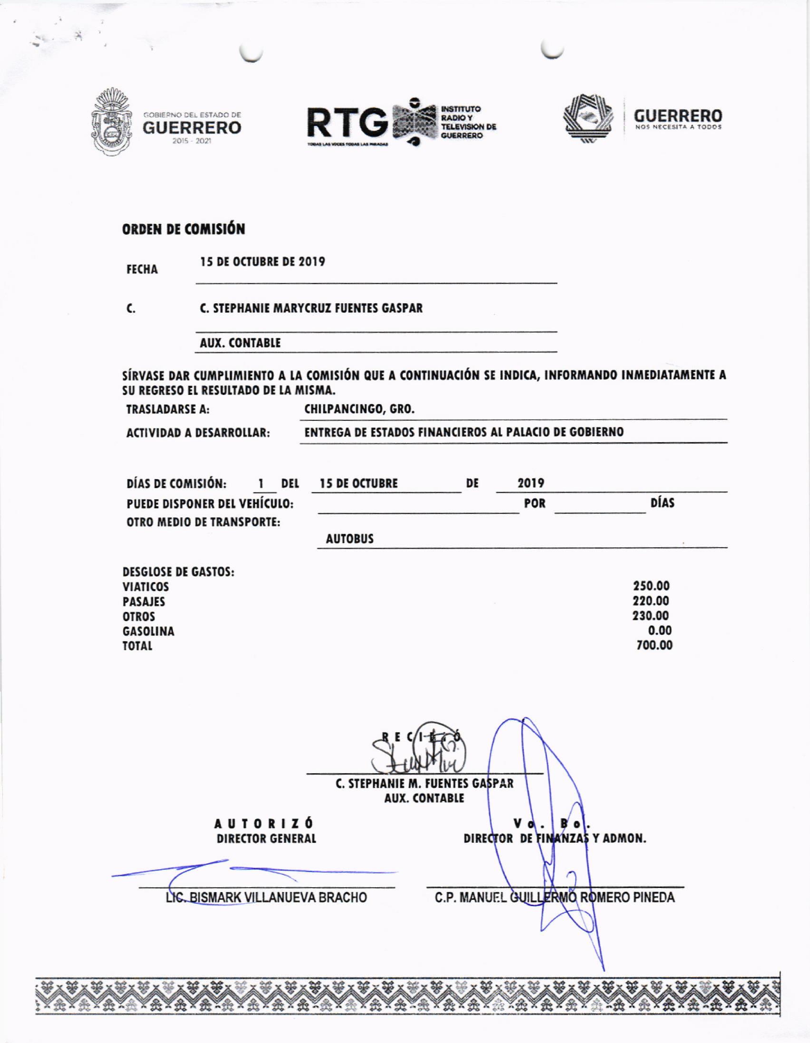GOBIERNO DEL ESTADO DE **GUERRERO** 2015 - 2021

**RTG** INSTITUTO RADIO Y TELEVISIÓN DE GUERRERO — TODAS LAS VOCES TODAS LAS MIRADAS

**GUERRERO** NOS NECESITA A TODOS

## ORDEN DE COMISIÓN

**FECHA** 15 DE OCTUBRE DE 2019

**C.** C. STEPHANIE MARYCRUZ FUENTES GASPAR

AUX. CONTABLE

**SÍRVASE DAR CUMPLIMIENTO A LA COMISIÓN QUE A CONTINUACIÓN SE INDICA, INFORMANDO INMEDIATAMENTE A SU REGRESO EL RESULTADO DE LA MISMA.**

**TRASLADARSE A:** CHILPANCINGO, GRO.

**ACTIVIDAD A DESARROLLAR:** ENTREGA DE ESTADOS FINANCIEROS AL PALACIO DE GOBIERNO

**DÍAS DE COMISIÓN:** 1 **DEL** 15 DE OCTUBRE **DE** 2019

**PUEDE DISPONER DEL VEHÍCULO:** ______ **POR** ______ **DÍAS**

**OTRO MEDIO DE TRANSPORTE:** AUTOBUS

**DESGLOSE DE GASTOS:**

| | |
|---|---:|
| VIATICOS | 250.00 |
| PASAJES | 220.00 |
| OTROS | 230.00 |
| GASOLINA | 0.00 |
| TOTAL | 700.00 |

**RECIBIÓ**

C. STEPHANIE M. FUENTES GASPAR
AUX. CONTABLE

**AUTORIZÓ**
DIRECTOR GENERAL

LIC. BISMARK VILLANUEVA BRACHO

**Vo. Bo.**
DIRECTOR DE FINANZAS Y ADMON.

C.P. MANUEL GUILLERMO ROMERO PINEDA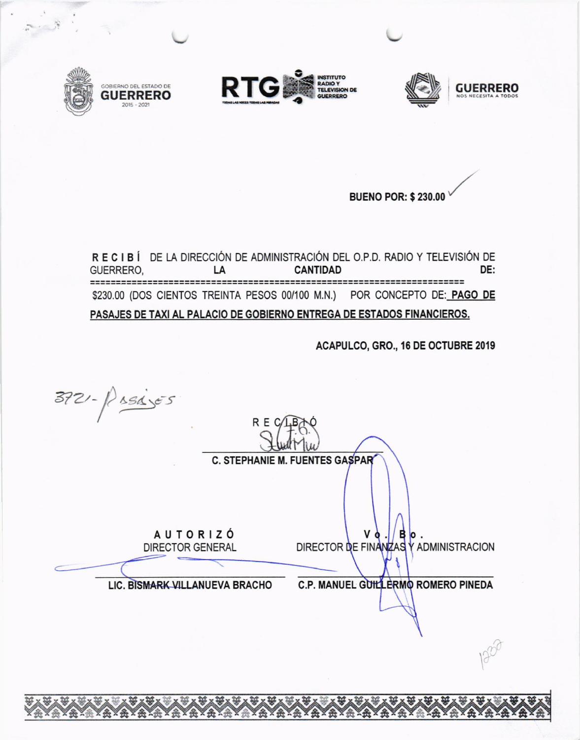GOBIERNO DEL ESTADO DE GUERRERO 2015 - 2021

RTG INSTITUTO RADIO Y TELEVISION DE GUERRERO

GUERRERO NOS NECESITA A TODOS

**BUENO POR: $ 230.00**

**R E C I B Í** DE LA DIRECCIÓN DE ADMINISTRACIÓN DEL O.P.D. RADIO Y TELEVISIÓN DE GUERRERO, **LA CANTIDAD DE:**

========================================================================

$230.00 (DOS CIENTOS TREINTA PESOS 00/100 M.N.) POR CONCEPTO DE: **PAGO DE PASAJES DE TAXI AL PALACIO DE GOBIERNO ENTREGA DE ESTADOS FINANCIEROS.**

**ACAPULCO, GRO., 16 DE OCTUBRE 2019**

3721- Pasajes

R E C I B I Ó

**C. STEPHANIE M. FUENTES GASPAR**

| **A U T O R I Z Ó**<br>DIRECTOR GENERAL | **V o . B o .**<br>DIRECTOR DE FINANZAS Y ADMINISTRACION |
|---|---|
| **LIC. BISMARK VILLANUEVA BRACHO** | **C.P. MANUEL GUILLERMO ROMERO PINEDA** |

1232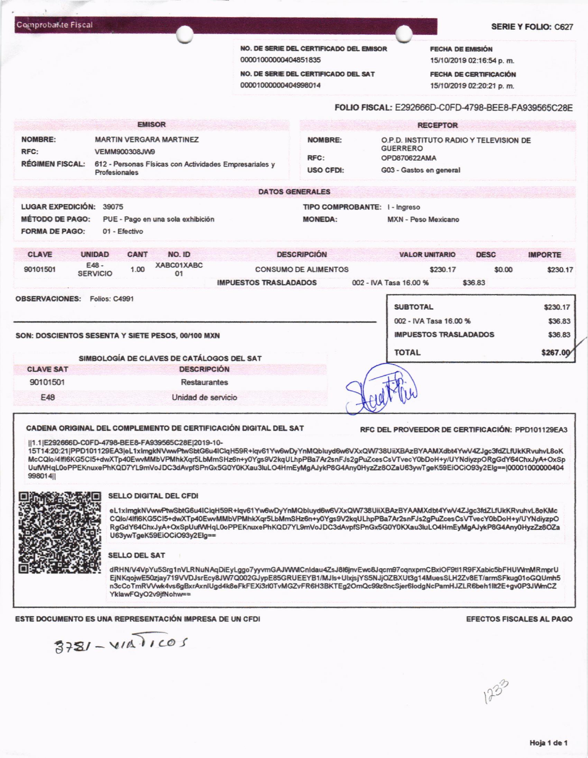Comprobante Fiscal

**SERIE Y FOLIO:** C627

| NO. DE SERIE DEL CERTIFICADO DEL EMISOR | FECHA DE EMISIÓN |
| --- | --- |
| 00001000000404851835 | 15/10/2019 02:16:54 p. m. |
| **NO. DE SERIE DEL CERTIFICADO DEL SAT** | **FECHA DE CERTIFICACIÓN** |
| 00001000000404998014 | 15/10/2019 02:20:21 p. m. |

**FOLIO FISCAL:** E292666D-C0FD-4798-BEE8-FA939565C28E

| EMISOR | | RECEPTOR | |
| --- | --- | --- | --- |
| **NOMBRE:** | MARTIN VERGARA MARTINEZ | **NOMBRE:** | O.P.D. INSTITUTO RADIO Y TELEVISION DE GUERRERO |
| **RFC:** | VEMM900308JW9 | **RFC:** | OPD870622AMA |
| **RÉGIMEN FISCAL:** | 612 - Personas Físicas con Actividades Empresariales y Profesionales | **USO CFDI:** | G03 - Gastos en general |

**DATOS GENERALES**

| | | | |
| --- | --- | --- | --- |
| **LUGAR EXPEDICIÓN:** | 39075 | **TIPO COMPROBANTE:** | I - Ingreso |
| **MÉTODO DE PAGO:** | PUE - Pago en una sola exhibición | **MONEDA:** | MXN - Peso Mexicano |
| **FORMA DE PAGO:** | 01 - Efectivo | | |

| CLAVE | UNIDAD | CANT | NO. ID | DESCRIPCIÓN | VALOR UNITARIO | DESC | IMPORTE |
| --- | --- | --- | --- | --- | --- | --- | --- |
| 90101501 | E48 - SERVICIO | 1.00 | XABC01XABC 01 | CONSUMO DE ALIMENTOS | $230.17 | $0.00 | $230.17 |
| | | | | IMPUESTOS TRASLADADOS | 002 - IVA Tasa 16.00 % | $36.83 | |

**OBSERVACIONES:** Folios: C4991

| | |
| --- | --- |
| **SUBTOTAL** | $230.17 |
| 002 - IVA Tasa 16.00 % | $36.83 |
| **IMPUESTOS TRASLADADOS** | $36.83 |
| **TOTAL** | **$267.00** |

**SON: DOSCIENTOS SESENTA Y SIETE PESOS, 00/100 MXN**

**SIMBOLOGÍA DE CLAVES DE CATÁLOGOS DEL SAT**

| CLAVE SAT | DESCRIPCIÓN |
| --- | --- |
| 90101501 | Restaurantes |
| E48 | Unidad de servicio |

**CADENA ORIGINAL DEL COMPLEMENTO DE CERTIFICACIÓN DIGITAL DEL SAT**

**RFC DEL PROVEEDOR DE CERTIFICACIÓN:** PPD101129EA3

||1.1|E292666D-C0FD-4798-BEE8-FA939565C28E|2019-10-15T14:20:21|PPD101129EA3|eL1xImgkNVwwPtwSbtG6u4lClqH59R+lqv61Yw6wDyYnMQbluyd6w6VXxQW738UiiXBAzBYAAMXdbt4YwV4ZJgc3fdZLfUkKRvuhvL8oKMcCQlo/4lfl6KG5Cl5+dwXTp40EwvMMbVPMhkXqr5LbMmSHz6n+y0Ygs9V2kqULhpPBa7Ar2snFJs2gPuZcesCsVTvecY0bDoH+y/UYNdiyzpORgGdY64ChxJyA+OxSpUufWHqL0oPPEKnuxePhKQD7YL9mVoJDC3dAvpfSPnGx5G0Y0KXau3luLO4HmEyMgAJykP8G4Any0HyzZz8OZaU63ywTgeK59EiOCiO93y2Elg==|00001000000404998014||

**SELLO DIGITAL DEL CFDI**

eL1xImgkNVwwPtwSbtG6u4lClqH59R+lqv61Yw6wDyYnMQbluyd6w6VXxQW738UiiXBAzBYAAMXdbt4YwV4ZJgc3fdZLfUkKRvuhvL8oKMcCQlo/4lfl6KG5Cl5+dwXTp40EwvMMbVPMhkXqr5LbMmSHz6n+y0Ygs9V2kqULhpPBa7Ar2snFJs2gPuZcesCsVTvecY0bDoH+y/UYNdiyzpORgGdY64ChxJyA+OxSpUufWHqL0oPPEKnuxePhKQD7YL9mVoJDC3dAvpfSPnGx5G0Y0KXau3luLO4HmEyMgAJykP8G4Any0HyzZz8OZaU63ywTgeK59EiOCiO93y2Elg==

**SELLO DEL SAT**

dRHN/V4VpYu5Srg1nVLRNuNAqDiEyLggo7yyvmGAJWWCnldau4ZsJ8l6jnvEwc8Jqcm97cqnxpmCBxiOF9tI1R9FXabic5bFHUWmMRmprUEjNKqojwE50zjay719VVDJsrEcy8JW7Q002GJypE85GRUEEYB1/MJls+UlxjsjYS5NJjOZBXUt3g14MuesSLH2Zv8ET/armSFkug01oGQUmh5n3cCoTmRVVwk4vs6gBxrAxnlUgd4k8eFkFEXi3rl0TvMGZvFR6H3BKTEg2OmQc99z8ncSjer6lodgNcPamHJZLR6beh1llt2E+gv0P3JWmCZYklawFQyO2v9jfNohw==

**ESTE DOCUMENTO ES UNA REPRESENTACIÓN IMPRESA DE UN CFDI**

**EFECTOS FISCALES AL PAGO**

3781 - VIATICOS

1233